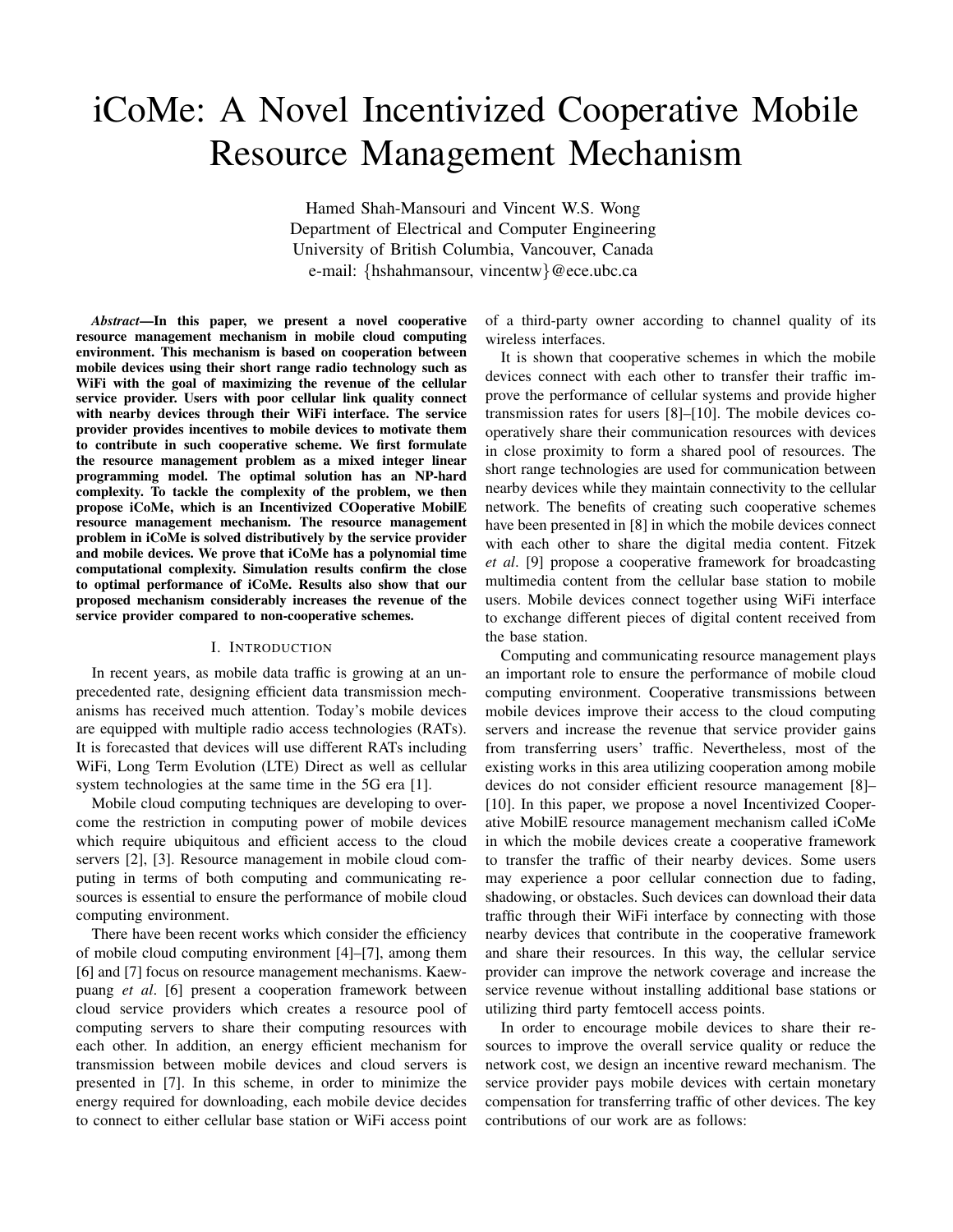# iCoMe: A Novel Incentivized Cooperative Mobile Resource Management Mechanism

Hamed Shah-Mansouri and Vincent W.S. Wong
Department of Electrical and Computer Engineering
University of British Columbia, Vancouver, Canada
e-mail: {hshahmansour, vincentw}@ece.ubc.ca

***Abstract*—In this paper, we present a novel cooperative resource management mechanism in mobile cloud computing environment. This mechanism is based on cooperation between mobile devices using their short range radio technology such as WiFi with the goal of maximizing the revenue of the cellular service provider. Users with poor cellular link quality connect with nearby devices through their WiFi interface. The service provider provides incentives to mobile devices to motivate them to contribute in such cooperative scheme. We first formulate the resource management problem as a mixed integer linear programming model. The optimal solution has an NP-hard complexity. To tackle the complexity of the problem, we then propose iCoMe, which is an Incentivized COoperative MobilE resource management mechanism. The resource management problem in iCoMe is solved distributively by the service provider and mobile devices. We prove that iCoMe has a polynomial time computational complexity. Simulation results confirm the close to optimal performance of iCoMe. Results also show that our proposed mechanism considerably increases the revenue of the service provider compared to non-cooperative schemes.**

## I. Introduction

In recent years, as mobile data traffic is growing at an unprecedented rate, designing efficient data transmission mechanisms has received much attention. Today's mobile devices are equipped with multiple radio access technologies (RATs). It is forecasted that devices will use different RATs including WiFi, Long Term Evolution (LTE) Direct as well as cellular system technologies at the same time in the 5G era [1].

Mobile cloud computing techniques are developing to overcome the restriction in computing power of mobile devices which require ubiquitous and efficient access to the cloud servers [2], [3]. Resource management in mobile cloud computing in terms of both computing and communicating resources is essential to ensure the performance of mobile cloud computing environment.

There have been recent works which consider the efficiency of mobile cloud computing environment [4]–[7], among them [6] and [7] focus on resource management mechanisms. Kaewpuang *et al*. [6] present a cooperation framework between cloud service providers which creates a resource pool of computing servers to share their computing resources with each other. In addition, an energy efficient mechanism for transmission between mobile devices and cloud servers is presented in [7]. In this scheme, in order to minimize the energy required for downloading, each mobile device decides to connect to either cellular base station or WiFi access point of a third-party owner according to channel quality of its wireless interfaces.

It is shown that cooperative schemes in which the mobile devices connect with each other to transfer their traffic improve the performance of cellular systems and provide higher transmission rates for users [8]–[10]. The mobile devices cooperatively share their communication resources with devices in close proximity to form a shared pool of resources. The short range technologies are used for communication between nearby devices while they maintain connectivity to the cellular network. The benefits of creating such cooperative schemes have been presented in [8] in which the mobile devices connect with each other to share the digital media content. Fitzek *et al*. [9] propose a cooperative framework for broadcasting multimedia content from the cellular base station to mobile users. Mobile devices connect together using WiFi interface to exchange different pieces of digital content received from the base station.

Computing and communicating resource management plays an important role to ensure the performance of mobile cloud computing environment. Cooperative transmissions between mobile devices improve their access to the cloud computing servers and increase the revenue that service provider gains from transferring users' traffic. Nevertheless, most of the existing works in this area utilizing cooperation among mobile devices do not consider efficient resource management [8]–[10]. In this paper, we propose a novel Incentivized Cooperative MobilE resource management mechanism called iCoMe in which the mobile devices create a cooperative framework to transfer the traffic of their nearby devices. Some users may experience a poor cellular connection due to fading, shadowing, or obstacles. Such devices can download their data traffic through their WiFi interface by connecting with those nearby devices that contribute in the cooperative framework and share their resources. In this way, the cellular service provider can improve the network coverage and increase the service revenue without installing additional base stations or utilizing third party femtocell access points.

In order to encourage mobile devices to share their resources to improve the overall service quality or reduce the network cost, we design an incentive reward mechanism. The service provider pays mobile devices with certain monetary compensation for transferring traffic of other devices. The key contributions of our work are as follows: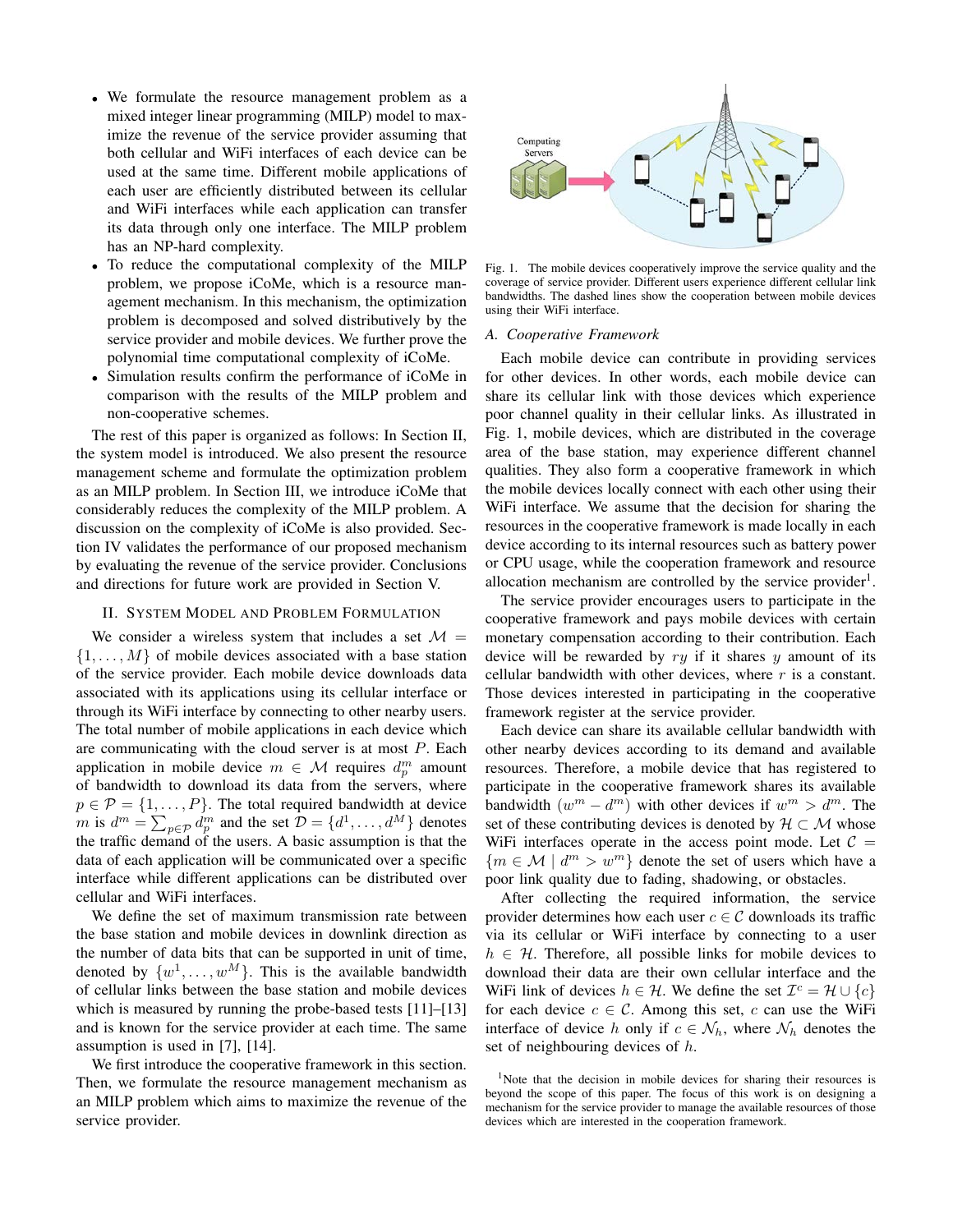- We formulate the resource management problem as a mixed integer linear programming (MILP) model to maximize the revenue of the service provider assuming that both cellular and WiFi interfaces of each device can be used at the same time. Different mobile applications of each user are efficiently distributed between its cellular and WiFi interfaces while each application can transfer its data through only one interface. The MILP problem has an NP-hard complexity.
- To reduce the computational complexity of the MILP problem, we propose iCoMe, which is a resource management mechanism. In this mechanism, the optimization problem is decomposed and solved distributively by the service provider and mobile devices. We further prove the polynomial time computational complexity of iCoMe.
- Simulation results confirm the performance of iCoMe in comparison with the results of the MILP problem and non-cooperative schemes.

The rest of this paper is organized as follows: In Section II, the system model is introduced. We also present the resource management scheme and formulate the optimization problem as an MILP problem. In Section III, we introduce iCoMe that considerably reduces the complexity of the MILP problem. A discussion on the complexity of iCoMe is also provided. Section IV validates the performance of our proposed mechanism by evaluating the revenue of the service provider. Conclusions and directions for future work are provided in Section V.

## II. System Model and Problem Formulation

We consider a wireless system that includes a set $\mathcal{M} = \{1, \ldots, M\}$ of mobile devices associated with a base station of the service provider. Each mobile device downloads data associated with its applications using its cellular interface or through its WiFi interface by connecting to other nearby users. The total number of mobile applications in each device which are communicating with the cloud server is at most $P$. Each application in mobile device $m \in \mathcal{M}$ requires $d_p^m$ amount of bandwidth to download its data from the servers, where $p \in \mathcal{P} = \{1, \ldots, P\}$. The total required bandwidth at device $m$ is $d^m = \sum_{p \in \mathcal{P}} d_p^m$ and the set $\mathcal{D} = \{d^1, \ldots, d^M\}$ denotes the traffic demand of the users. A basic assumption is that the data of each application will be communicated over a specific interface while different applications can be distributed over cellular and WiFi interfaces.

We define the set of maximum transmission rate between the base station and mobile devices in downlink direction as the number of data bits that can be supported in unit of time, denoted by $\{w^1, \ldots, w^M\}$. This is the available bandwidth of cellular links between the base station and mobile devices which is measured by running the probe-based tests [11]–[13] and is known for the service provider at each time. The same assumption is used in [7], [14].

We first introduce the cooperative framework in this section. Then, we formulate the resource management mechanism as an MILP problem which aims to maximize the revenue of the service provider.

Fig. 1. The mobile devices cooperatively improve the service quality and the coverage of service provider. Different users experience different cellular link bandwidths. The dashed lines show the cooperation between mobile devices using their WiFi interface.

### A. Cooperative Framework

Each mobile device can contribute in providing services for other devices. In other words, each mobile device can share its cellular link with those devices which experience poor channel quality in their cellular links. As illustrated in Fig. 1, mobile devices, which are distributed in the coverage area of the base station, may experience different channel qualities. They also form a cooperative framework in which the mobile devices locally connect with each other using their WiFi interface. We assume that the decision for sharing the resources in the cooperative framework is made locally in each device according to its internal resources such as battery power or CPU usage, while the cooperation framework and resource allocation mechanism are controlled by the service provider[1].

The service provider encourages users to participate in the cooperative framework and pays mobile devices with certain monetary compensation according to their contribution. Each device will be rewarded by $ry$ if it shares $y$ amount of its cellular bandwidth with other devices, where $r$ is a constant. Those devices interested in participating in the cooperative framework register at the service provider.

Each device can share its available cellular bandwidth with other nearby devices according to its demand and available resources. Therefore, a mobile device that has registered to participate in the cooperative framework shares its available bandwidth $(w^m - d^m)$ with other devices if $w^m > d^m$. The set of these contributing devices is denoted by $\mathcal{H} \subset \mathcal{M}$ whose WiFi interfaces operate in the access point mode. Let $\mathcal{C} = \{m \in \mathcal{M} \mid d^m > w^m\}$ denote the set of users which have a poor link quality due to fading, shadowing, or obstacles.

After collecting the required information, the service provider determines how each user $c \in \mathcal{C}$ downloads its traffic via its cellular or WiFi interface by connecting to a user $h \in \mathcal{H}$. Therefore, all possible links for mobile devices to download their data are their own cellular interface and the WiFi link of devices $h \in \mathcal{H}$. We define the set $\mathcal{I}^c = \mathcal{H} \cup \{c\}$ for each device $c \in \mathcal{C}$. Among this set, $c$ can use the WiFi interface of device $h$ only if $c \in \mathcal{N}_h$, where $\mathcal{N}_h$ denotes the set of neighbouring devices of $h$.

[1] Note that the decision in mobile devices for sharing their resources is beyond the scope of this paper. The focus of this work is on designing a mechanism for the service provider to manage the available resources of those devices which are interested in the cooperation framework.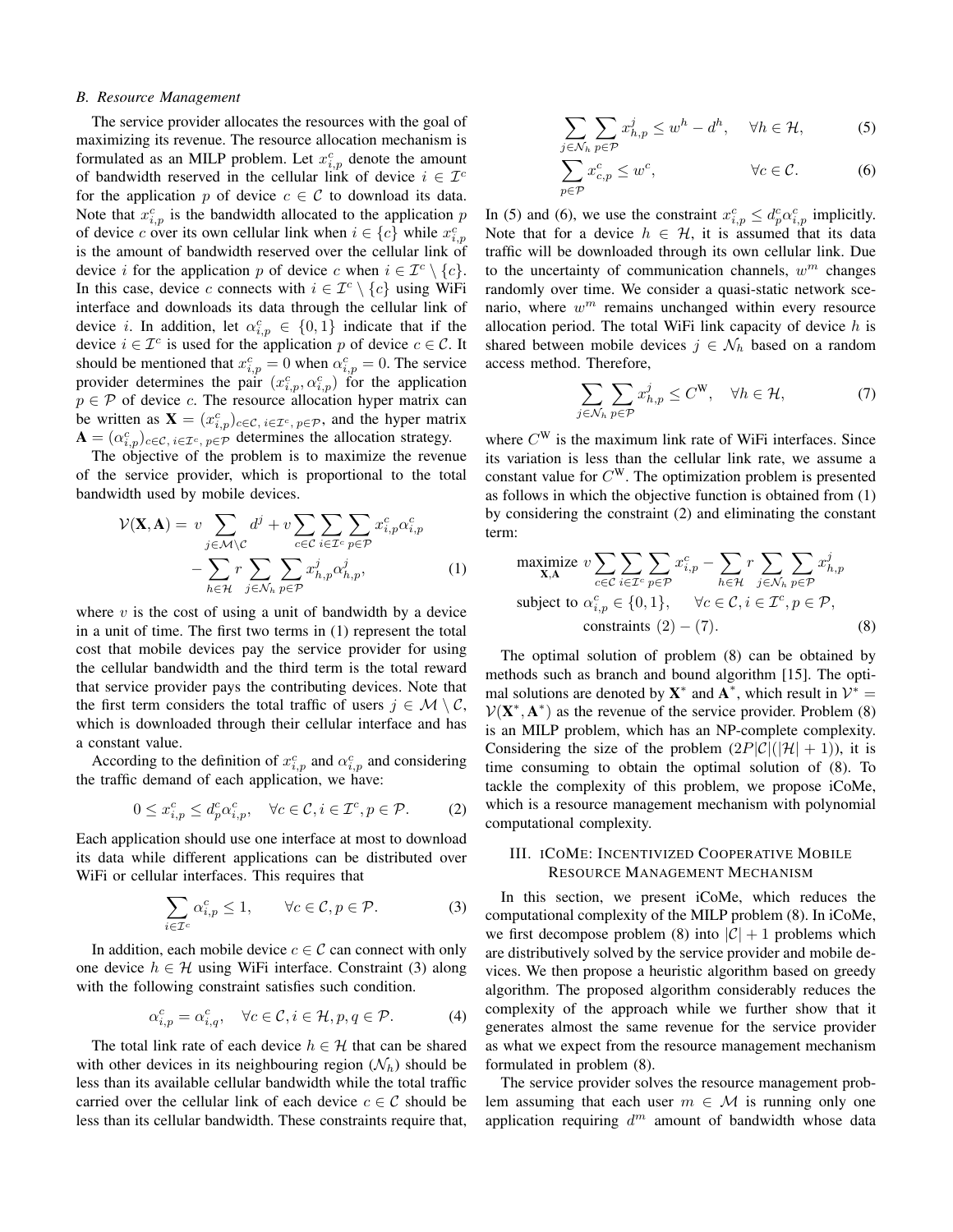### B. Resource Management

The service provider allocates the resources with the goal of maximizing its revenue. The resource allocation mechanism is formulated as an MILP problem. Let $x^c_{i,p}$ denote the amount of bandwidth reserved in the cellular link of device $i \in \mathcal{I}^c$ for the application $p$ of device $c \in \mathcal{C}$ to download its data. Note that $x^c_{i,p}$ is the bandwidth allocated to the application $p$ of device $c$ over its own cellular link when $i \in \{c\}$ while $x^c_{i,p}$ is the amount of bandwidth reserved over the cellular link of device $i$ for the application $p$ of device $c$ when $i \in \mathcal{I}^c \setminus \{c\}$. In this case, device $c$ connects with $i \in \mathcal{I}^c \setminus \{c\}$ using WiFi interface and downloads its data through the cellular link of device $i$. In addition, let $\alpha^c_{i,p} \in \{0, 1\}$ indicate that if the device $i \in \mathcal{I}^c$ is used for the application $p$ of device $c \in \mathcal{C}$. It should be mentioned that $x^c_{i,p} = 0$ when $\alpha^c_{i,p} = 0$. The service provider determines the pair $(x^c_{i,p}, \alpha^c_{i,p})$ for the application $p \in \mathcal{P}$ of device $c$. The resource allocation hyper matrix can be written as $\mathbf{X} = (x^c_{i,p})_{c\in\mathcal{C},\, i\in\mathcal{I}^c,\, p\in\mathcal{P}}$, and the hyper matrix $\mathbf{A} = (\alpha^c_{i,p})_{c\in\mathcal{C},\, i\in\mathcal{I}^c,\, p\in\mathcal{P}}$ determines the allocation strategy.

The objective of the problem is to maximize the revenue of the service provider, which is proportional to the total bandwidth used by mobile devices.

$$
\begin{aligned}
\mathcal{V}(\mathbf{X}, \mathbf{A}) = \; & v \sum_{j\in\mathcal{M}\setminus\mathcal{C}} d^j + v \sum_{c\in\mathcal{C}} \sum_{i\in\mathcal{I}^c} \sum_{p\in\mathcal{P}} x^c_{i,p} \alpha^c_{i,p} \\
& - \sum_{h\in\mathcal{H}} r \sum_{j\in\mathcal{N}_h} \sum_{p\in\mathcal{P}} x^j_{h,p} \alpha^j_{h,p}, \qquad (1)
\end{aligned}
$$

where $v$ is the cost of using a unit of bandwidth by a device in a unit of time. The first two terms in (1) represent the total cost that mobile devices pay the service provider for using the cellular bandwidth and the third term is the total reward that service provider pays the contributing devices. Note that the first term considers the total traffic of users $j \in \mathcal{M} \setminus \mathcal{C}$, which is downloaded through their cellular interface and has a constant value.

According to the definition of $x^c_{i,p}$ and $\alpha^c_{i,p}$ and considering the traffic demand of each application, we have:

$$
0 \le x^c_{i,p} \le d^c_p \alpha^c_{i,p}, \quad \forall c \in \mathcal{C}, i \in \mathcal{I}^c, p \in \mathcal{P}. \qquad (2)
$$

Each application should use one interface at most to download its data while different applications can be distributed over WiFi or cellular interfaces. This requires that

$$
\sum_{i\in\mathcal{I}^c} \alpha^c_{i,p} \le 1, \qquad \forall c \in \mathcal{C}, p \in \mathcal{P}. \qquad (3)
$$

In addition, each mobile device $c \in \mathcal{C}$ can connect with only one device $h \in \mathcal{H}$ using WiFi interface. Constraint (3) along with the following constraint satisfies such condition.

$$
\alpha^c_{i,p} = \alpha^c_{i,q}, \quad \forall c \in \mathcal{C}, i \in \mathcal{H}, p, q \in \mathcal{P}. \qquad (4)
$$

The total link rate of each device $h \in \mathcal{H}$ that can be shared with other devices in its neighbouring region ($\mathcal{N}_h$) should be less than its available cellular bandwidth while the total traffic carried over the cellular link of each device $c \in \mathcal{C}$ should be less than its cellular bandwidth. These constraints require that,

$$
\sum_{j\in\mathcal{N}_h} \sum_{p\in\mathcal{P}} x^j_{h,p} \le w^h - d^h, \quad \forall h \in \mathcal{H}, \qquad (5)
$$

$$
\sum_{p\in\mathcal{P}} x^c_{c,p} \le w^c, \qquad \forall c \in \mathcal{C}. \qquad (6)
$$

In (5) and (6), we use the constraint $x^c_{i,p} \le d^c_p \alpha^c_{i,p}$ implicitly. Note that for a device $h \in \mathcal{H}$, it is assumed that its data traffic will be downloaded through its own cellular link. Due to the uncertainty of communication channels, $w^m$ changes randomly over time. We consider a quasi-static network scenario, where $w^m$ remains unchanged within every resource allocation period. The total WiFi link capacity of device $h$ is shared between mobile devices $j \in \mathcal{N}_h$ based on a random access method. Therefore,

$$
\sum_{j\in\mathcal{N}_h} \sum_{p\in\mathcal{P}} x^j_{h,p} \le C^{\mathrm{W}}, \quad \forall h \in \mathcal{H}, \qquad (7)
$$

where $C^{\mathrm{W}}$ is the maximum link rate of WiFi interfaces. Since its variation is less than the cellular link rate, we assume a constant value for $C^{\mathrm{W}}$. The optimization problem is presented as follows in which the objective function is obtained from (1) by considering the constraint (2) and eliminating the constant term:

$$
\begin{aligned}
\underset{\mathbf{X},\mathbf{A}}{\text{maximize}} \;\; & v \sum_{c\in\mathcal{C}} \sum_{i\in\mathcal{I}^c} \sum_{p\in\mathcal{P}} x^c_{i,p} - \sum_{h\in\mathcal{H}} r \sum_{j\in\mathcal{N}_h} \sum_{p\in\mathcal{P}} x^j_{h,p} \\
\text{subject to} \;\; & \alpha^c_{i,p} \in \{0, 1\}, \quad \forall c \in \mathcal{C}, i \in \mathcal{I}^c, p \in \mathcal{P}, \\
& \text{constraints } (2) - (7). \qquad (8)
\end{aligned}
$$

The optimal solution of problem (8) can be obtained by methods such as branch and bound algorithm [15]. The optimal solutions are denoted by $\mathbf{X}^*$ and $\mathbf{A}^*$, which result in $\mathcal{V}^* = \mathcal{V}(\mathbf{X}^*, \mathbf{A}^*)$ as the revenue of the service provider. Problem (8) is an MILP problem, which has an NP-complete complexity. Considering the size of the problem $(2P|\mathcal{C}|(|\mathcal{H}| + 1))$, it is time consuming to obtain the optimal solution of (8). To tackle the complexity of this problem, we propose iCoMe, which is a resource management mechanism with polynomial computational complexity.

## III. iCoMe: Incentivized Cooperative Mobile Resource Management Mechanism

In this section, we present iCoMe, which reduces the computational complexity of the MILP problem (8). In iCoMe, we first decompose problem (8) into $|\mathcal{C}| + 1$ problems which are distributively solved by the service provider and mobile devices. We then propose a heuristic algorithm based on greedy algorithm. The proposed algorithm considerably reduces the complexity of the approach while we further show that it generates almost the same revenue for the service provider as what we expect from the resource management mechanism formulated in problem (8).

The service provider solves the resource management problem assuming that each user $m \in \mathcal{M}$ is running only one application requiring $d^m$ amount of bandwidth whose data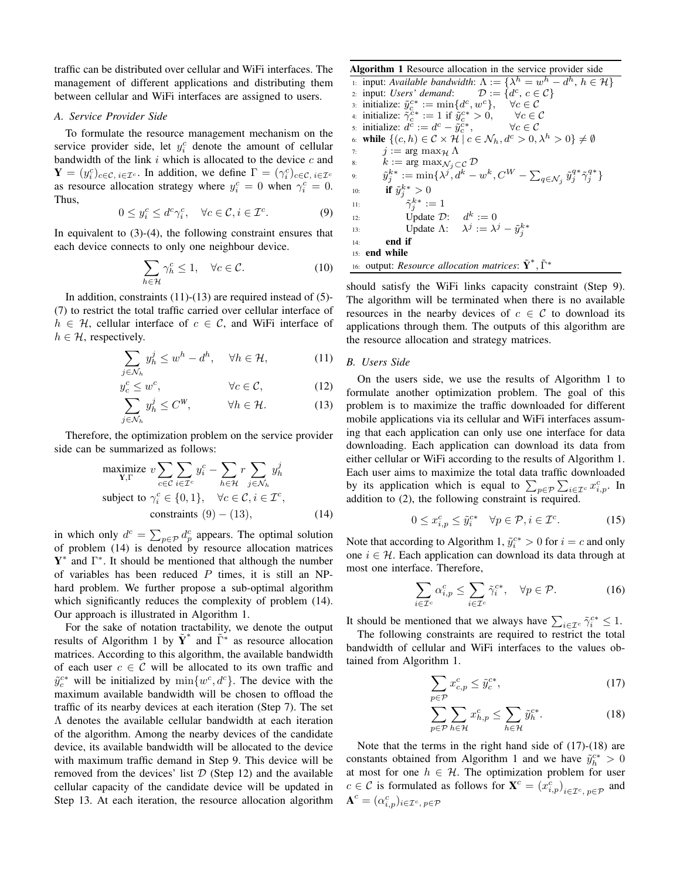traffic can be distributed over cellular and WiFi interfaces. The management of different applications and distributing them between cellular and WiFi interfaces are assigned to users.

### *A. Service Provider Side*

To formulate the resource management mechanism on the service provider side, let $y_i^c$ denote the amount of cellular bandwidth of the link $i$ which is allocated to the device $c$ and $\mathbf{Y} = (y_i^c)_{c\in\mathcal{C},\, i\in\mathcal{I}^c}$. In addition, we define $\Gamma = (\gamma_i^c)_{c\in\mathcal{C},\, i\in\mathcal{I}^c}$ as resource allocation strategy where $y_i^c = 0$ when $\gamma_i^c = 0$. Thus,

$$0 \leq y_i^c \leq d^c \gamma_i^c, \quad \forall c \in \mathcal{C}, i \in \mathcal{I}^c. \tag{9}$$

In equivalent to (3)-(4), the following constraint ensures that each device connects to only one neighbour device.

$$\sum_{h\in\mathcal{H}} \gamma_h^c \leq 1, \quad \forall c \in \mathcal{C}. \tag{10}$$

In addition, constraints (11)-(13) are required instead of (5)-(7) to restrict the total traffic carried over cellular interface of $h \in \mathcal{H}$, cellular interface of $c \in \mathcal{C}$, and WiFi interface of $h \in \mathcal{H}$, respectively.

$$\sum_{j\in\mathcal{N}_h} y_h^j \leq w^h - d^h, \quad \forall h \in \mathcal{H}, \tag{11}$$

$$y_c^c \leq w^c, \qquad \forall c \in \mathcal{C}, \tag{12}$$

$$\sum_{j\in\mathcal{N}_h} y_h^j \leq C^W, \qquad \forall h \in \mathcal{H}. \tag{13}$$

Therefore, the optimization problem on the service provider side can be summarized as follows:

$$\begin{aligned} \underset{\mathbf{Y},\Gamma}{\text{maximize}}\ & v \sum_{c\in\mathcal{C}} \sum_{i\in\mathcal{I}^c} y_i^c - \sum_{h\in\mathcal{H}} r \sum_{j\in\mathcal{N}_h} y_h^j \\ \text{subject to}\ & \gamma_i^c \in \{0,1\}, \quad \forall c \in \mathcal{C}, i \in \mathcal{I}^c, \\ & \text{constraints } (9) - (13), \end{aligned} \tag{14}$$

in which only $d^c = \sum_{p\in\mathcal{P}} d_p^c$ appears. The optimal solution of problem (14) is denoted by resource allocation matrices $\mathbf{Y}^*$ and $\Gamma^*$. It should be mentioned that although the number of variables has been reduced $P$ times, it is still an NP-hard problem. We further propose a sub-optimal algorithm which significantly reduces the complexity of problem (14). Our approach is illustrated in Algorithm 1.

For the sake of notation tractability, we denote the output results of Algorithm 1 by $\tilde{\mathbf{Y}}^*$ and $\tilde{\Gamma}^*$ as resource allocation matrices. According to this algorithm, the available bandwidth of each user $c \in \mathcal{C}$ will be allocated to its own traffic and $\tilde{y}_c^{c*}$ will be initialized by $\min\{w^c, d^c\}$. The device with the maximum available bandwidth will be chosen to offload the traffic of its nearby devices at each iteration (Step 7). The set $\Lambda$ denotes the available cellular bandwidth at each iteration of the algorithm. Among the nearby devices of the candidate device, its available bandwidth will be allocated to the device with maximum traffic demand in Step 9. This device will be removed from the devices' list $\mathcal{D}$ (Step 12) and the available cellular capacity of the candidate device will be updated in Step 13. At each iteration, the resource allocation algorithm should satisfy the WiFi links capacity constraint (Step 9). The algorithm will be terminated when there is no available resources in the nearby devices of $c \in \mathcal{C}$ to download its applications through them. The outputs of this algorithm are the resource allocation and strategy matrices.

**Algorithm 1** Resource allocation in the service provider side

```
1: input: Available bandwidth: Λ := {λ^h = w^h − d^h, h ∈ H}
2: input: Users' demand:  D := {d^c, c ∈ C}
3: initialize: ỹ_c^{c*} := min{d^c, w^c},   ∀c ∈ C
4: initialize: γ̃_c^{c*} := 1 if ỹ_c^{c*} > 0,   ∀c ∈ C
5: initialize: d^c := d^c − ỹ_c^{c*},   ∀c ∈ C
6: while {(c,h) ∈ C × H | c ∈ N_h, d^c > 0, λ^h > 0} ≠ ∅
7:     j := arg max_H Λ
8:     k := arg max_{N_j ⊂ C} D
9:     ỹ_j^{k*} := min{λ^j, d^k − w^k, C^W − Σ_{q∈N_j} ỹ_j^{q*} γ̃_j^{q*}}
10:    if ỹ_j^{k*} > 0
11:        γ̃_j^{k*} := 1
12:        Update D:  d^k := 0
13:        Update Λ:  λ^j := λ^j − ỹ_j^{k*}
14:    end if
15: end while
16: output: Resource allocation matrices: Ỹ*, Γ̃*
```

### *B. Users Side*

On the users side, we use the results of Algorithm 1 to formulate another optimization problem. The goal of this problem is to maximize the traffic downloaded for different mobile applications via its cellular and WiFi interfaces assuming that each application can only use one interface for data downloading. Each application can download its data from either cellular or WiFi according to the results of Algorithm 1. Each user aims to maximize the total data traffic downloaded by its application which is equal to $\sum_{p\in\mathcal{P}} \sum_{i\in\mathcal{I}^c} x_{i,p}^c$. In addition to (2), the following constraint is required.

$$0 \leq x_{i,p}^c \leq \tilde{y}_i^{c*} \quad \forall p \in \mathcal{P}, i \in \mathcal{I}^c. \tag{15}$$

Note that according to Algorithm 1, $\tilde{y}_i^{c*} > 0$ for $i = c$ and only one $i \in \mathcal{H}$. Each application can download its data through at most one interface. Therefore,

$$\sum_{i\in\mathcal{I}^c} \alpha_{i,p}^c \leq \sum_{i\in\mathcal{I}^c} \tilde{\gamma}_i^{c*}, \quad \forall p \in \mathcal{P}. \tag{16}$$

It should be mentioned that we always have $\sum_{i\in\mathcal{I}^c} \tilde{\gamma}_i^{c*} \leq 1$.

The following constraints are required to restrict the total bandwidth of cellular and WiFi interfaces to the values obtained from Algorithm 1.

$$\sum_{p\in\mathcal{P}} x_{c,p}^c \leq \tilde{y}_c^{c*}, \tag{17}$$

$$\sum_{p\in\mathcal{P}} \sum_{h\in\mathcal{H}} x_{h,p}^c \leq \sum_{h\in\mathcal{H}} \tilde{y}_h^{c*}. \tag{18}$$

Note that the terms in the right hand side of (17)-(18) are constants obtained from Algorithm 1 and we have $\tilde{y}_h^{c*} > 0$ at most for one $h \in \mathcal{H}$. The optimization problem for user $c \in \mathcal{C}$ is formulated as follows for $\mathbf{X}^c = (x_{i,p}^c)_{i\in\mathcal{I}^c,\, p\in\mathcal{P}}$ and $\mathbf{A}^c = (\alpha_{i,p}^c)_{i\in\mathcal{I}^c,\, p\in\mathcal{P}}$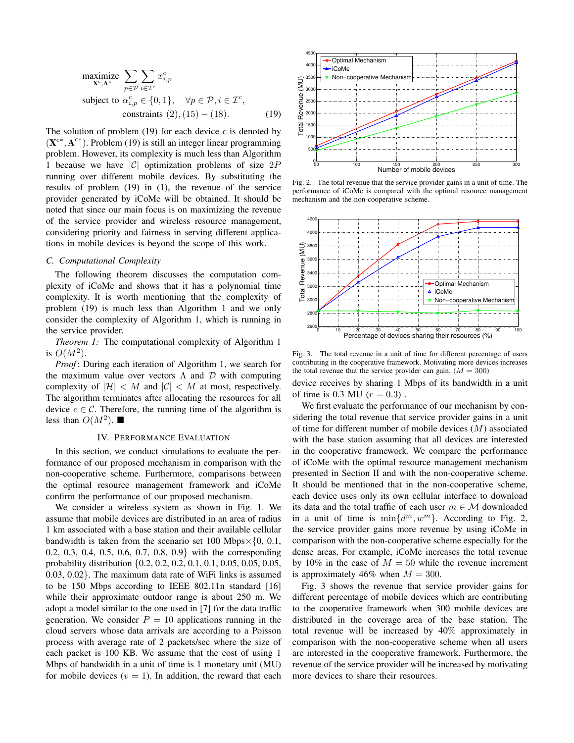$$
\begin{aligned}
&\underset{\mathbf{X}^c,\mathbf{A}^c}{\text{maximize}} \sum_{p\in\mathcal{P}}\sum_{i\in\mathcal{I}^c} x_{i,p}^c \\
&\text{subject to } \alpha_{i,p}^c \in \{0,1\}, \quad \forall p\in\mathcal{P}, i\in\mathcal{I}^c, \\
&\qquad\qquad \text{constraints } (2), (15)-(18). \qquad (19)
\end{aligned}
$$

The solution of problem (19) for each device $c$ is denoted by $(\mathbf{X}^{c*}, \mathbf{A}^{c*})$. Problem (19) is still an integer linear programming problem. However, its complexity is much less than Algorithm 1 because we have $|\mathcal{C}|$ optimization problems of size $2P$ running over different mobile devices. By substituting the results of problem (19) in (1), the revenue of the service provider generated by iCoMe will be obtained. It should be noted that since our main focus is on maximizing the revenue of the service provider and wireless resource management, considering priority and fairness in serving different applications in mobile devices is beyond the scope of this work.

### C. Computational Complexity

The following theorem discusses the computation complexity of iCoMe and shows that it has a polynomial time complexity. It is worth mentioning that the complexity of problem (19) is much less than Algorithm 1 and we only consider the complexity of Algorithm 1, which is running in the service provider.

*Theorem 1:* The computational complexity of Algorithm 1 is $O(M^2)$.

*Proof*: During each iteration of Algorithm 1, we search for the maximum value over vectors $\Lambda$ and $\mathcal{D}$ with computing complexity of $|\mathcal{H}| < M$ and $|\mathcal{C}| < M$ at most, respectively. The algorithm terminates after allocating the resources for all device $c \in \mathcal{C}$. Therefore, the running time of the algorithm is less than $O(M^2)$. ■

## IV. Performance Evaluation

In this section, we conduct simulations to evaluate the performance of our proposed mechanism in comparison with the non-cooperative scheme. Furthermore, comparisons between the optimal resource management framework and iCoMe confirm the performance of our proposed mechanism.

We consider a wireless system as shown in Fig. 1. We assume that mobile devices are distributed in an area of radius 1 km associated with a base station and their available cellular bandwidth is taken from the scenario set 100 Mbps$\times\{0, 0.1, 0.2, 0.3, 0.4, 0.5, 0.6, 0.7, 0.8, 0.9\}$ with the corresponding probability distribution $\{0.2, 0.2, 0.2, 0.1, 0.1, 0.05, 0.05, 0.05, 0.03, 0.02\}$. The maximum data rate of WiFi links is assumed to be 150 Mbps according to IEEE 802.11n standard [16] while their approximate outdoor range is about 250 m. We adopt a model similar to the one used in [7] for the data traffic generation. We consider $P = 10$ applications running in the cloud servers whose data arrivals are according to a Poisson process with average rate of 2 packets/sec where the size of each packet is 100 KB. We assume that the cost of using 1 Mbps of bandwidth in a unit of time is 1 monetary unit (MU) for mobile devices ($v = 1$). In addition, the reward that each device receives by sharing 1 Mbps of its bandwidth in a unit of time is 0.3 MU ($r = 0.3$) .

Fig. 2. The total revenue that the service provider gains in a unit of time. The performance of iCoMe is compared with the optimal resource management mechanism and the non-cooperative scheme.

Fig. 3. The total revenue in a unit of time for different percentage of users contributing in the cooperative framework. Motivating more devices increases the total revenue that the service provider can gain. ($M = 300$)

We first evaluate the performance of our mechanism by considering the total revenue that service provider gains in a unit of time for different number of mobile devices ($M$) associated with the base station assuming that all devices are interested in the cooperative framework. We compare the performance of iCoMe with the optimal resource management mechanism presented in Section II and with the non-cooperative scheme. It should be mentioned that in the non-cooperative scheme, each device uses only its own cellular interface to download its data and the total traffic of each user $m \in \mathcal{M}$ downloaded in a unit of time is $\min\{d^m, w^m\}$. According to Fig. 2, the service provider gains more revenue by using iCoMe in comparison with the non-cooperative scheme especially for the dense areas. For example, iCoMe increases the total revenue by 10% in the case of $M = 50$ while the revenue increment is approximately 46% when $M = 300$.

Fig. 3 shows the revenue that service provider gains for different percentage of mobile devices which are contributing to the cooperative framework when 300 mobile devices are distributed in the coverage area of the base station. The total revenue will be increased by 40% approximately in comparison with the non-cooperative scheme when all users are interested in the cooperative framework. Furthermore, the revenue of the service provider will be increased by motivating more devices to share their resources.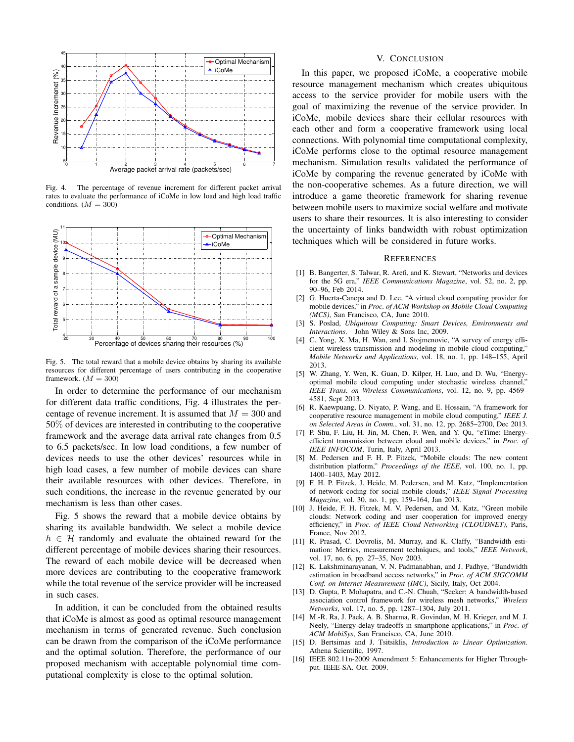Optimal Mechanism
iCoMe

Revenue Incremenet (%)

45
40
35
30
25
20
15
10
5

0 1 2 3 4 5 6 7

Average packet arrival rate (packets/sec)

Fig. 4. The percentage of revenue increment for different packet arrival rates to evaluate the performance of iCoMe in low load and high load traffic conditions. ($M = 300$)

Optimal Mechanism
iCoMe

Total reward of a sample device (MU)

11
10
9
8
7
6
5
4

20 30 40 50 60 70 80 90 100

Percentage of devices sharing their resources (%)

Fig. 5. The total reward that a mobile device obtains by sharing its available resources for different percentage of users contributing in the cooperative framework. ($M = 300$)

In order to determine the performance of our mechanism for different data traffic conditions, Fig. 4 illustrates the percentage of revenue increment. It is assumed that $M = 300$ and $50\%$ of devices are interested in contributing to the cooperative framework and the average data arrival rate changes from 0.5 to 6.5 packets/sec. In low load conditions, a few number of devices needs to use the other devices' resources while in high load cases, a few number of mobile devices can share their available resources with other devices. Therefore, in such conditions, the increase in the revenue generated by our mechanism is less than other cases.

Fig. 5 shows the reward that a mobile device obtains by sharing its available bandwidth. We select a mobile device $h \in \mathcal{H}$ randomly and evaluate the obtained reward for the different percentage of mobile devices sharing their resources. The reward of each mobile device will be decreased when more devices are contributing to the cooperative framework while the total revenue of the service provider will be increased in such cases.

In addition, it can be concluded from the obtained results that iCoMe is almost as good as optimal resource management mechanism in terms of generated revenue. Such conclusion can be drawn from the comparison of the iCoMe performance and the optimal solution. Therefore, the performance of our proposed mechanism with acceptable polynomial time computational complexity is close to the optimal solution.

## V. Conclusion

In this paper, we proposed iCoMe, a cooperative mobile resource management mechanism which creates ubiquitous access to the service provider for mobile users with the goal of maximizing the revenue of the service provider. In iCoMe, mobile devices share their cellular resources with each other and form a cooperative framework using local connections. With polynomial time computational complexity, iCoMe performs close to the optimal resource management mechanism. Simulation results validated the performance of iCoMe by comparing the revenue generated by iCoMe with the non-cooperative schemes. As a future direction, we will introduce a game theoretic framework for sharing revenue between mobile users to maximize social welfare and motivate users to share their resources. It is also interesting to consider the uncertainty of links bandwidth with robust optimization techniques which will be considered in future works.

## References

[1] B. Bangerter, S. Talwar, R. Arefi, and K. Stewart, "Networks and devices for the 5G era," *IEEE Communications Magazine*, vol. 52, no. 2, pp. 90–96, Feb 2014.

[2] G. Huerta-Canepa and D. Lee, "A virtual cloud computing provider for mobile devices," in *Proc. of ACM Workshop on Mobile Cloud Computing (MCS)*, San Francisco, CA, June 2010.

[3] S. Poslad, *Ubiquitous Computing: Smart Devices, Environments and Interactions*. John Wiley & Sons Inc, 2009.

[4] C. Yong, X. Ma, H. Wan, and I. Stojmenovic, "A survey of energy efficient wireless transmission and modeling in mobile cloud computing," *Mobile Networks and Applications*, vol. 18, no. 1, pp. 148–155, April 2013.

[5] W. Zhang, Y. Wen, K. Guan, D. Kilper, H. Luo, and D. Wu, "Energy-optimal mobile cloud computing under stochastic wireless channel," *IEEE Trans. on Wireless Communications*, vol. 12, no. 9, pp. 4569–4581, Sept 2013.

[6] R. Kaewpuang, D. Niyato, P. Wang, and E. Hossain, "A framework for cooperative resource management in mobile cloud computing," *IEEE J. on Selected Areas in Comm.*, vol. 31, no. 12, pp. 2685–2700, Dec 2013.

[7] P. Shu, F. Liu, H. Jin, M. Chen, F. Wen, and Y. Qu, "eTime: Energy-efficient transmission between cloud and mobile devices," in *Proc. of IEEE INFOCOM*, Turin, Italy, April 2013.

[8] M. Pedersen and F. H. P. Fitzek, "Mobile clouds: The new content distribution platform," *Proceedings of the IEEE*, vol. 100, no. 1, pp. 1400–1403, May 2012.

[9] F. H. P. Fitzek, J. Heide, M. Pedersen, and M. Katz, "Implementation of network coding for social mobile clouds," *IEEE Signal Processing Magazine*, vol. 30, no. 1, pp. 159–164, Jan 2013.

[10] J. Heide, F. H. Fitzek, M. V. Pedersen, and M. Katz, "Green mobile clouds: Network coding and user cooperation for improved energy efficiency," in *Proc. of IEEE Cloud Networking (CLOUDNET)*, Paris, France, Nov 2012.

[11] R. Prasad, C. Dovrolis, M. Murray, and K. Claffy, "Bandwidth estimation: Metrics, measurement techniques, and tools," *IEEE Network*, vol. 17, no. 6, pp. 27–35, Nov 2003.

[12] K. Lakshminarayanan, V. N. Padmanabhan, and J. Padhye, "Bandwidth estimation in broadband access networks," in *Proc. of ACM SIGCOMM Conf. on Internet Measurement (IMC)*, Sicily, Italy, Oct 2004.

[13] D. Gupta, P. Mohapatra, and C.-N. Chuah, "Seeker: A bandwidth-based association control framework for wireless mesh networks," *Wireless Networks*, vol. 17, no. 5, pp. 1287–1304, July 2011.

[14] M.-R. Ra, J. Paek, A. B. Sharma, R. Govindan, M. H. Krieger, and M. J. Neely, "Energy-delay tradeoffs in smartphone applications," in *Proc. of ACM MobiSys*, San Francisco, CA, June 2010.

[15] D. Bertsimas and J. Tsitsiklis, *Introduction to Linear Optimization*. Athena Scientific, 1997.

[16] IEEE 802.11n-2009 Amendment 5: Enhancements for Higher Throughput. IEEE-SA. Oct. 2009.